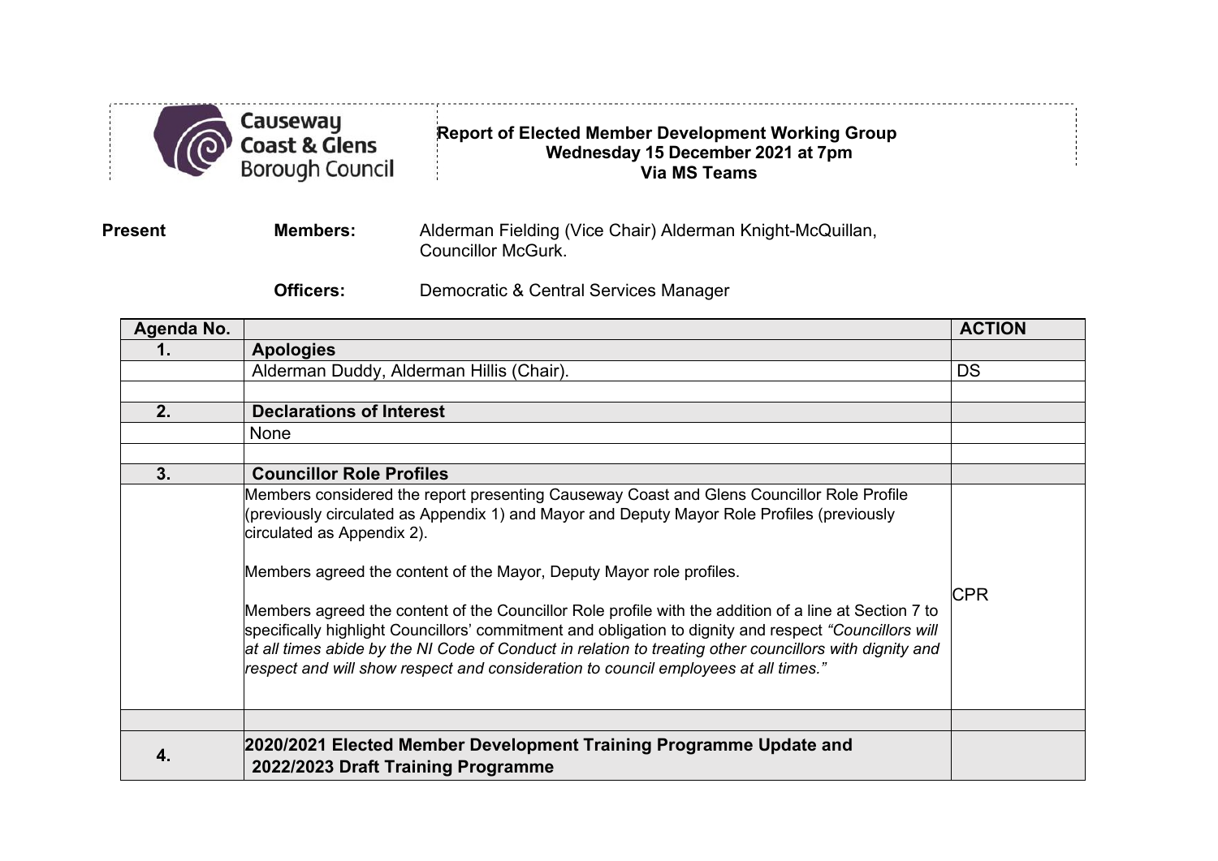Causeway Coast & Glens Borough Council

**Report of Elected Member Development Working Group**
**Wednesday 15 December 2021 at 7pm**
**Via MS Teams**

**Present** **Members:** Alderman Fielding (Vice Chair) Alderman Knight-McQuillan, Councillor McGurk.

**Officers:** Democratic & Central Services Manager

| Agenda No. | | ACTION |
|---|---|---|
| **1.** | **Apologies** | |
| | Alderman Duddy, Alderman Hillis (Chair). | DS |
| | | |
| **2.** | **Declarations of Interest** | |
| | None | |
| | | |
| **3.** | **Councillor Role Profiles** | |
| | Members considered the report presenting Causeway Coast and Glens Councillor Role Profile (previously circulated as Appendix 1) and Mayor and Deputy Mayor Role Profiles (previously circulated as Appendix 2).<br><br>Members agreed the content of the Mayor, Deputy Mayor role profiles.<br><br>Members agreed the content of the Councillor Role profile with the addition of a line at Section 7 to specifically highlight Councillors' commitment and obligation to dignity and respect *"Councillors will at all times abide by the NI Code of Conduct in relation to treating other councillors with dignity and respect and will show respect and consideration to council employees at all times."* | CPR |
| | | |
| **4.** | **2020/2021 Elected Member Development Training Programme Update and 2022/2023 Draft Training Programme** | |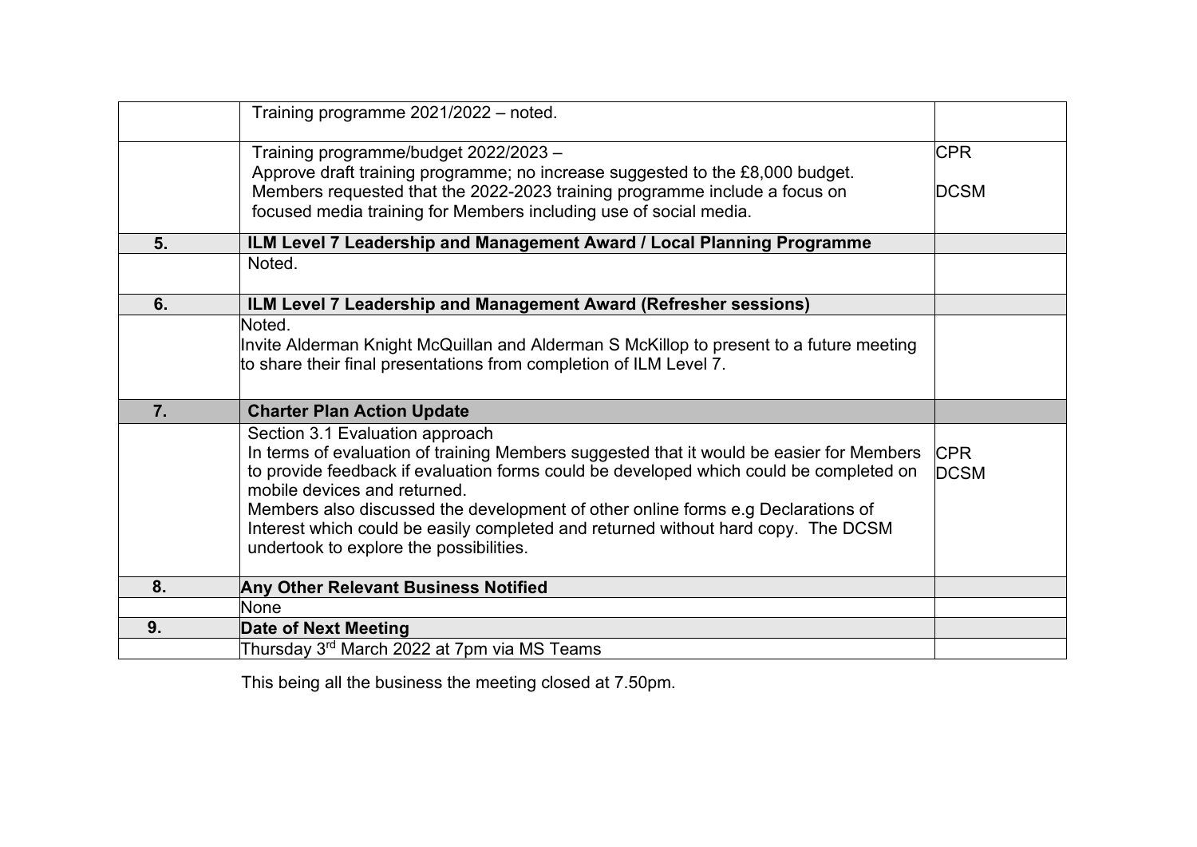| | | |
|---|---|---|
| | Training programme 2021/2022 – noted. | |
| | Training programme/budget 2022/2023 –<br>Approve draft training programme; no increase suggested to the £8,000 budget.<br>Members requested that the 2022-2023 training programme include a focus on focused media training for Members including use of social media. | CPR<br><br>DCSM |
| **5.** | **ILM Level 7 Leadership and Management Award / Local Planning Programme** | |
| | Noted. | |
| **6.** | **ILM Level 7 Leadership and Management Award (Refresher sessions)** | |
| | Noted.<br>Invite Alderman Knight McQuillan and Alderman S McKillop to present to a future meeting to share their final presentations from completion of ILM Level 7. | |
| **7.** | **Charter Plan Action Update** | |
| | Section 3.1 Evaluation approach<br>In terms of evaluation of training Members suggested that it would be easier for Members to provide feedback if evaluation forms could be developed which could be completed on mobile devices and returned.<br>Members also discussed the development of other online forms e.g Declarations of Interest which could be easily completed and returned without hard copy. The DCSM undertook to explore the possibilities. | CPR<br>DCSM |
| **8.** | **Any Other Relevant Business Notified** | |
| | None | |
| **9.** | **Date of Next Meeting** | |
| | Thursday 3rd March 2022 at 7pm via MS Teams | |

This being all the business the meeting closed at 7.50pm.